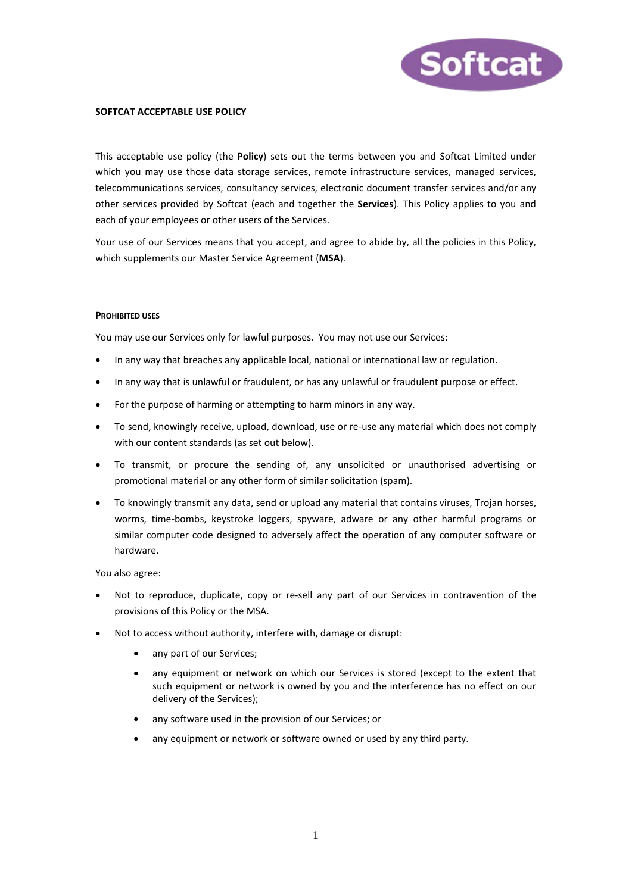**SOFTCAT ACCEPTABLE USE POLICY**

This acceptable use policy (the **Policy**) sets out the terms between you and Softcat Limited under which you may use those data storage services, remote infrastructure services, managed services, telecommunications services, consultancy services, electronic document transfer services and/or any other services provided by Softcat (each and together the **Services**). This Policy applies to you and each of your employees or other users of the Services.

Your use of our Services means that you accept, and agree to abide by, all the policies in this Policy, which supplements our Master Service Agreement (**MSA**).

**PROHIBITED USES**

You may use our Services only for lawful purposes. You may not use our Services:

- In any way that breaches any applicable local, national or international law or regulation.
- In any way that is unlawful or fraudulent, or has any unlawful or fraudulent purpose or effect.
- For the purpose of harming or attempting to harm minors in any way.
- To send, knowingly receive, upload, download, use or re-use any material which does not comply with our content standards (as set out below).
- To transmit, or procure the sending of, any unsolicited or unauthorised advertising or promotional material or any other form of similar solicitation (spam).
- To knowingly transmit any data, send or upload any material that contains viruses, Trojan horses, worms, time-bombs, keystroke loggers, spyware, adware or any other harmful programs or similar computer code designed to adversely affect the operation of any computer software or hardware.

You also agree:

- Not to reproduce, duplicate, copy or re-sell any part of our Services in contravention of the provisions of this Policy or the MSA.
- Not to access without authority, interfere with, damage or disrupt:
    - any part of our Services;
    - any equipment or network on which our Services is stored (except to the extent that such equipment or network is owned by you and the interference has no effect on our delivery of the Services);
    - any software used in the provision of our Services; or
    - any equipment or network or software owned or used by any third party.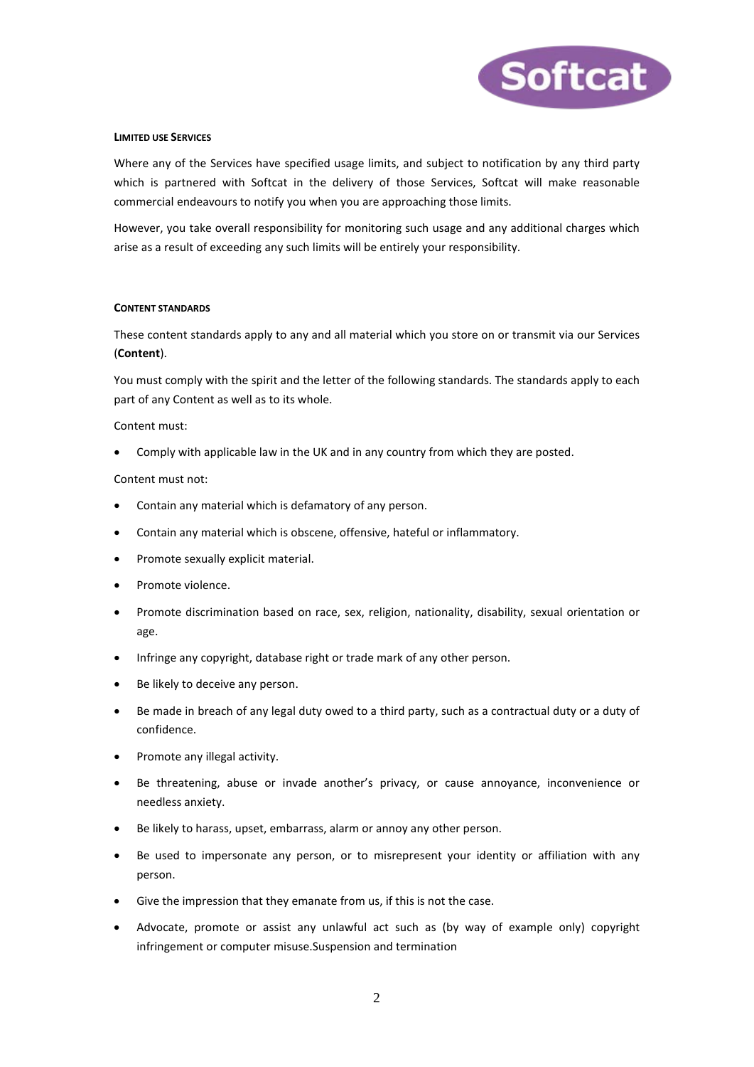#### LIMITED USE SERVICES

Where any of the Services have specified usage limits, and subject to notification by any third party which is partnered with Softcat in the delivery of those Services, Softcat will make reasonable commercial endeavours to notify you when you are approaching those limits.

However, you take overall responsibility for monitoring such usage and any additional charges which arise as a result of exceeding any such limits will be entirely your responsibility.

#### CONTENT STANDARDS

These content standards apply to any and all material which you store on or transmit via our Services (**Content**).

You must comply with the spirit and the letter of the following standards. The standards apply to each part of any Content as well as to its whole.

Content must:

- Comply with applicable law in the UK and in any country from which they are posted.

Content must not:

- Contain any material which is defamatory of any person.
- Contain any material which is obscene, offensive, hateful or inflammatory.
- Promote sexually explicit material.
- Promote violence.
- Promote discrimination based on race, sex, religion, nationality, disability, sexual orientation or age.
- Infringe any copyright, database right or trade mark of any other person.
- Be likely to deceive any person.
- Be made in breach of any legal duty owed to a third party, such as a contractual duty or a duty of confidence.
- Promote any illegal activity.
- Be threatening, abuse or invade another's privacy, or cause annoyance, inconvenience or needless anxiety.
- Be likely to harass, upset, embarrass, alarm or annoy any other person.
- Be used to impersonate any person, or to misrepresent your identity or affiliation with any person.
- Give the impression that they emanate from us, if this is not the case.
- Advocate, promote or assist any unlawful act such as (by way of example only) copyright infringement or computer misuse.Suspension and termination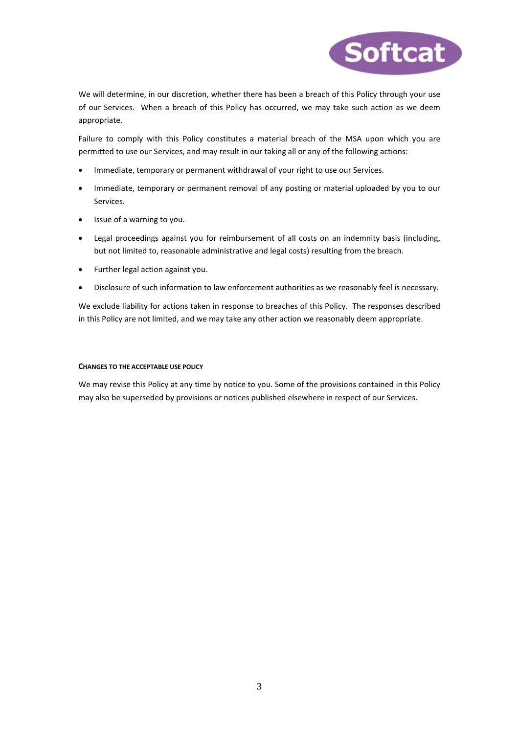We will determine, in our discretion, whether there has been a breach of this Policy through your use of our Services. When a breach of this Policy has occurred, we may take such action as we deem appropriate.

Failure to comply with this Policy constitutes a material breach of the MSA upon which you are permitted to use our Services, and may result in our taking all or any of the following actions:

- Immediate, temporary or permanent withdrawal of your right to use our Services.
- Immediate, temporary or permanent removal of any posting or material uploaded by you to our Services.
- Issue of a warning to you.
- Legal proceedings against you for reimbursement of all costs on an indemnity basis (including, but not limited to, reasonable administrative and legal costs) resulting from the breach.
- Further legal action against you.
- Disclosure of such information to law enforcement authorities as we reasonably feel is necessary.

We exclude liability for actions taken in response to breaches of this Policy. The responses described in this Policy are not limited, and we may take any other action we reasonably deem appropriate.

**CHANGES TO THE ACCEPTABLE USE POLICY**

We may revise this Policy at any time by notice to you. Some of the provisions contained in this Policy may also be superseded by provisions or notices published elsewhere in respect of our Services.